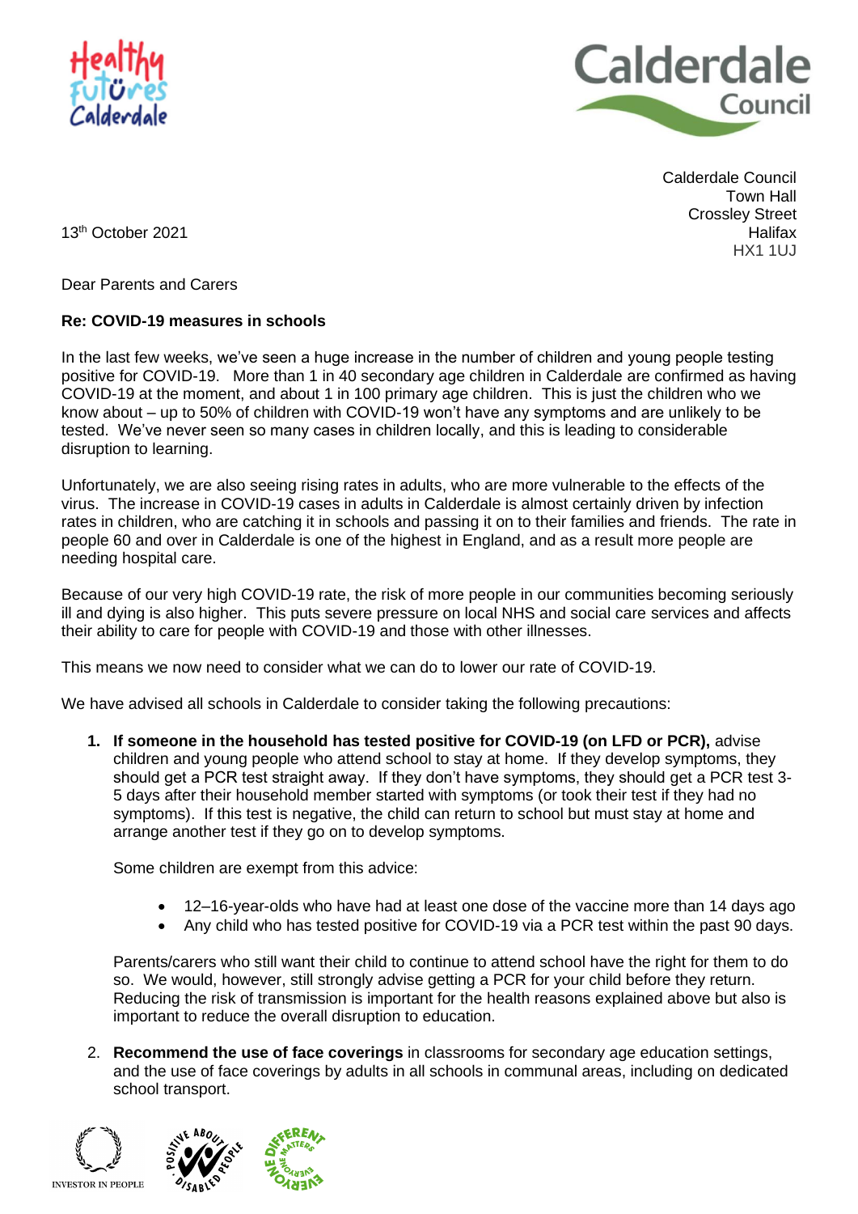Calderdale Council
Town Hall
Crossley Street
Halifax
HX1 1UJ

13th October 2021

Dear Parents and Carers

**Re: COVID-19 measures in schools**

In the last few weeks, we've seen a huge increase in the number of children and young people testing positive for COVID-19. More than 1 in 40 secondary age children in Calderdale are confirmed as having COVID-19 at the moment, and about 1 in 100 primary age children. This is just the children who we know about – up to 50% of children with COVID-19 won't have any symptoms and are unlikely to be tested. We've never seen so many cases in children locally, and this is leading to considerable disruption to learning.

Unfortunately, we are also seeing rising rates in adults, who are more vulnerable to the effects of the virus. The increase in COVID-19 cases in adults in Calderdale is almost certainly driven by infection rates in children, who are catching it in schools and passing it on to their families and friends. The rate in people 60 and over in Calderdale is one of the highest in England, and as a result more people are needing hospital care.

Because of our very high COVID-19 rate, the risk of more people in our communities becoming seriously ill and dying is also higher. This puts severe pressure on local NHS and social care services and affects their ability to care for people with COVID-19 and those with other illnesses.

This means we now need to consider what we can do to lower our rate of COVID-19.

We have advised all schools in Calderdale to consider taking the following precautions:

1. **If someone in the household has tested positive for COVID-19 (on LFD or PCR),** advise children and young people who attend school to stay at home. If they develop symptoms, they should get a PCR test straight away. If they don't have symptoms, they should get a PCR test 3-5 days after their household member started with symptoms (or took their test if they had no symptoms). If this test is negative, the child can return to school but must stay at home and arrange another test if they go on to develop symptoms.

   Some children are exempt from this advice:

   - 12–16-year-olds who have had at least one dose of the vaccine more than 14 days ago
   - Any child who has tested positive for COVID-19 via a PCR test within the past 90 days.

   Parents/carers who still want their child to continue to attend school have the right for them to do so. We would, however, still strongly advise getting a PCR for your child before they return. Reducing the risk of transmission is important for the health reasons explained above but also is important to reduce the overall disruption to education.

2. **Recommend the use of face coverings** in classrooms for secondary age education settings, and the use of face coverings by adults in all schools in communal areas, including on dedicated school transport.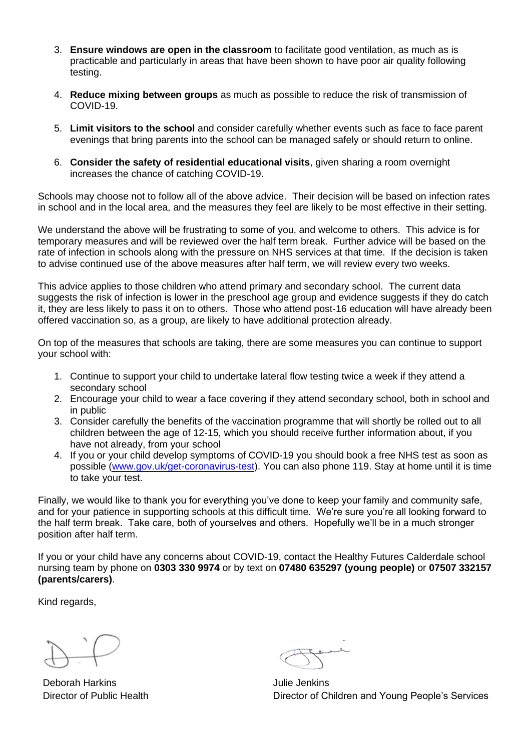3. **Ensure windows are open in the classroom** to facilitate good ventilation, as much as is practicable and particularly in areas that have been shown to have poor air quality following testing.

4. **Reduce mixing between groups** as much as possible to reduce the risk of transmission of COVID-19.

5. **Limit visitors to the school** and consider carefully whether events such as face to face parent evenings that bring parents into the school can be managed safely or should return to online.

6. **Consider the safety of residential educational visits**, given sharing a room overnight increases the chance of catching COVID-19.

Schools may choose not to follow all of the above advice. Their decision will be based on infection rates in school and in the local area, and the measures they feel are likely to be most effective in their setting.

We understand the above will be frustrating to some of you, and welcome to others. This advice is for temporary measures and will be reviewed over the half term break. Further advice will be based on the rate of infection in schools along with the pressure on NHS services at that time. If the decision is taken to advise continued use of the above measures after half term, we will review every two weeks.

This advice applies to those children who attend primary and secondary school. The current data suggests the risk of infection is lower in the preschool age group and evidence suggests if they do catch it, they are less likely to pass it on to others. Those who attend post-16 education will have already been offered vaccination so, as a group, are likely to have additional protection already.

On top of the measures that schools are taking, there are some measures you can continue to support your school with:

1. Continue to support your child to undertake lateral flow testing twice a week if they attend a secondary school
2. Encourage your child to wear a face covering if they attend secondary school, both in school and in public
3. Consider carefully the benefits of the vaccination programme that will shortly be rolled out to all children between the age of 12-15, which you should receive further information about, if you have not already, from your school
4. If you or your child develop symptoms of COVID-19 you should book a free NHS test as soon as possible (www.gov.uk/get-coronavirus-test). You can also phone 119. Stay at home until it is time to take your test.

Finally, we would like to thank you for everything you've done to keep your family and community safe, and for your patience in supporting schools at this difficult time. We're sure you're all looking forward to the half term break. Take care, both of yourselves and others. Hopefully we'll be in a much stronger position after half term.

If you or your child have any concerns about COVID-19, contact the Healthy Futures Calderdale school nursing team by phone on **0303 330 9974** or by text on **07480 635297 (young people)** or **07507 332157 (parents/carers)**.

Kind regards,

Deborah Harkins
Director of Public Health

Julie Jenkins
Director of Children and Young People's Services